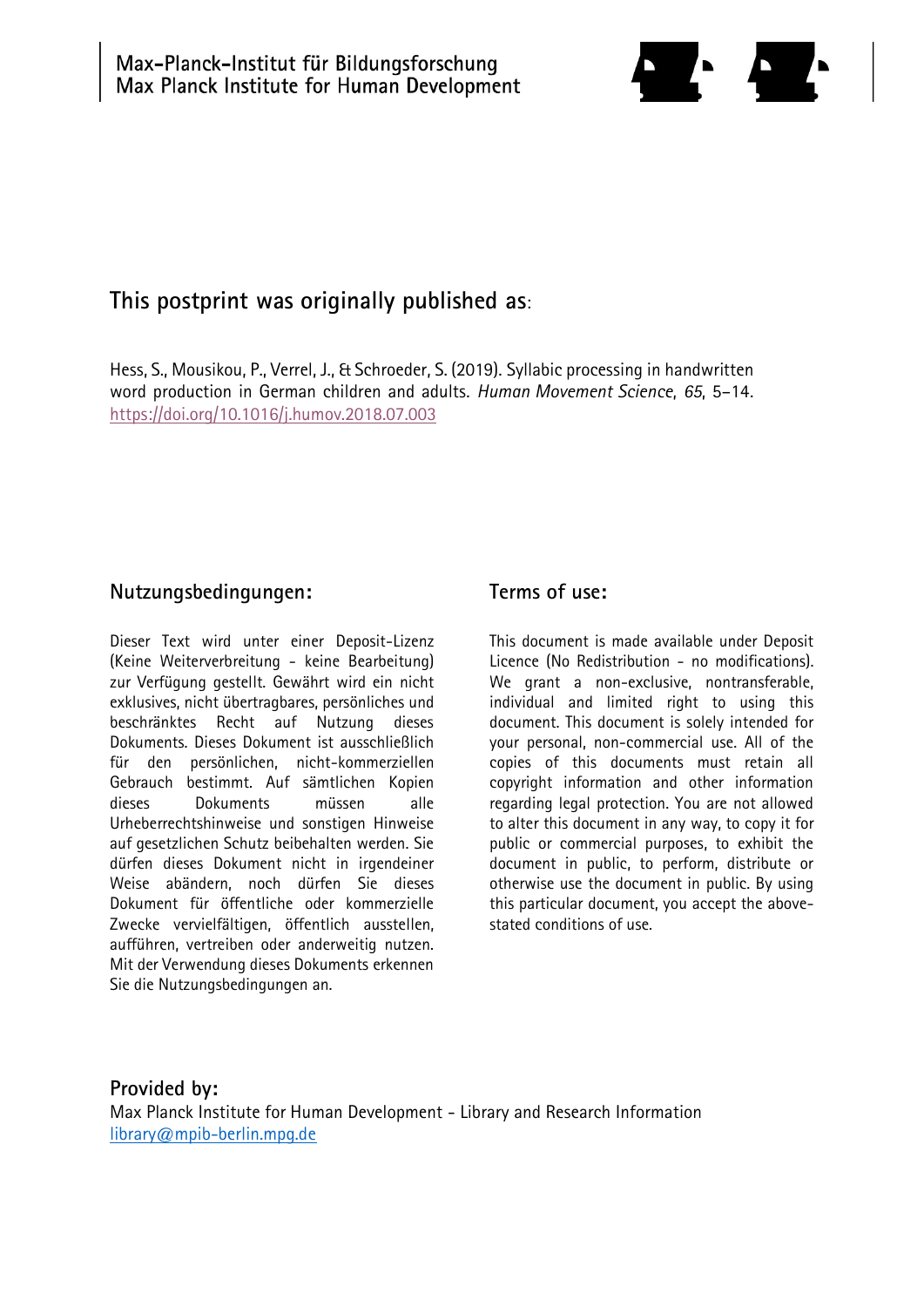Max-Planck-Institut für Bildungsforschung
Max Planck Institute for Human Development

## This postprint was originally published as:

Hess, S., Mousikou, P., Verrel, J., & Schroeder, S. (2019). Syllabic processing in handwritten word production in German children and adults. *Human Movement Science*, *65*, 5–14. https://doi.org/10.1016/j.humov.2018.07.003

### Nutzungsbedingungen:

Dieser Text wird unter einer Deposit-Lizenz (Keine Weiterverbreitung - keine Bearbeitung) zur Verfügung gestellt. Gewährt wird ein nicht exklusives, nicht übertragbares, persönliches und beschränktes Recht auf Nutzung dieses Dokuments. Dieses Dokument ist ausschließlich für den persönlichen, nicht-kommerziellen Gebrauch bestimmt. Auf sämtlichen Kopien dieses Dokuments müssen alle Urheberrechtshinweise und sonstigen Hinweise auf gesetzlichen Schutz beibehalten werden. Sie dürfen dieses Dokument nicht in irgendeiner Weise abändern, noch dürfen Sie dieses Dokument für öffentliche oder kommerzielle Zwecke vervielfältigen, öffentlich ausstellen, aufführen, vertreiben oder anderweitig nutzen. Mit der Verwendung dieses Dokuments erkennen Sie die Nutzungsbedingungen an.

### Terms of use:

This document is made available under Deposit Licence (No Redistribution - no modifications). We grant a non-exclusive, nontransferable, individual and limited right to using this document. This document is solely intended for your personal, non-commercial use. All of the copies of this documents must retain all copyright information and other information regarding legal protection. You are not allowed to alter this document in any way, to copy it for public or commercial purposes, to exhibit the document in public, to perform, distribute or otherwise use the document in public. By using this particular document, you accept the above-stated conditions of use.

### Provided by:

Max Planck Institute for Human Development - Library and Research Information
library@mpib-berlin.mpg.de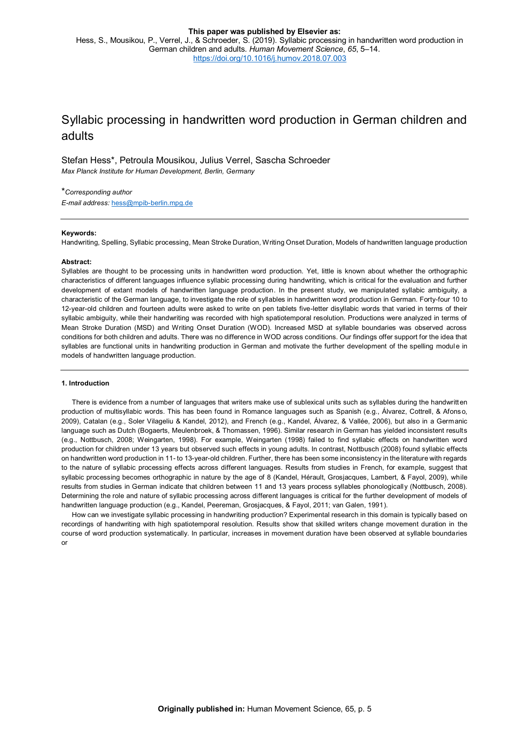**This paper was published by Elsevier as:**
Hess, S., Mousikou, P., Verrel, J., & Schroeder, S. (2019). Syllabic processing in handwritten word production in German children and adults. *Human Movement Science*, *65*, 5–14.
https://doi.org/10.1016/j.humov.2018.07.003

# Syllabic processing in handwritten word production in German children and adults

Stefan Hess*, Petroula Mousikou, Julius Verrel, Sascha Schroeder

*Max Planck Institute for Human Development, Berlin, Germany*

**Corresponding author*

*E-mail address:* hess@mpib-berlin.mpg.de

---

**Keywords:**

Handwriting, Spelling, Syllabic processing, Mean Stroke Duration, Writing Onset Duration, Models of handwritten language production

**Abstract:**

Syllables are thought to be processing units in handwritten word production. Yet, little is known about whether the orthographic characteristics of different languages influence syllabic processing during handwriting, which is critical for the evaluation and further development of extant models of handwritten language production. In the present study, we manipulated syllabic ambiguity, a characteristic of the German language, to investigate the role of syllables in handwritten word production in German. Forty-four 10 to 12-year-old children and fourteen adults were asked to write on pen tablets five-letter disyllabic words that varied in terms of their syllabic ambiguity, while their handwriting was recorded with high spatiotemporal resolution. Productions were analyzed in terms of Mean Stroke Duration (MSD) and Writing Onset Duration (WOD). Increased MSD at syllable boundaries was observed across conditions for both children and adults. There was no difference in WOD across conditions. Our findings offer support for the idea that syllables are functional units in handwriting production in German and motivate the further development of the spelling module in models of handwritten language production.

---

**1. Introduction**

There is evidence from a number of languages that writers make use of sublexical units such as syllables during the handwritten production of multisyllabic words. This has been found in Romance languages such as Spanish (e.g., Álvarez, Cottrell, & Afonso, 2009), Catalan (e.g., Soler Vilageliu & Kandel, 2012), and French (e.g., Kandel, Álvarez, & Vallée, 2006), but also in a Germanic language such as Dutch (Bogaerts, Meulenbroek, & Thomassen, 1996). Similar research in German has yielded inconsistent results (e.g., Nottbusch, 2008; Weingarten, 1998). For example, Weingarten (1998) failed to find syllabic effects on handwritten word production for children under 13 years but observed such effects in young adults. In contrast, Nottbusch (2008) found syllabic effects on handwritten word production in 11- to 13-year-old children. Further, there has been some inconsistency in the literature with regards to the nature of syllabic processing effects across different languages. Results from studies in French, for example, suggest that syllabic processing becomes orthographic in nature by the age of 8 (Kandel, Hérault, Grosjacques, Lambert, & Fayol, 2009), while results from studies in German indicate that children between 11 and 13 years process syllables phonologically (Nottbusch, 2008). Determining the role and nature of syllabic processing across different languages is critical for the further development of models of handwritten language production (e.g., Kandel, Peereman, Grosjacques, & Fayol, 2011; van Galen, 1991).

How can we investigate syllabic processing in handwriting production? Experimental research in this domain is typically based on recordings of handwriting with high spatiotemporal resolution. Results show that skilled writers change movement duration in the course of word production systematically. In particular, increases in movement duration have been observed at syllable boundaries or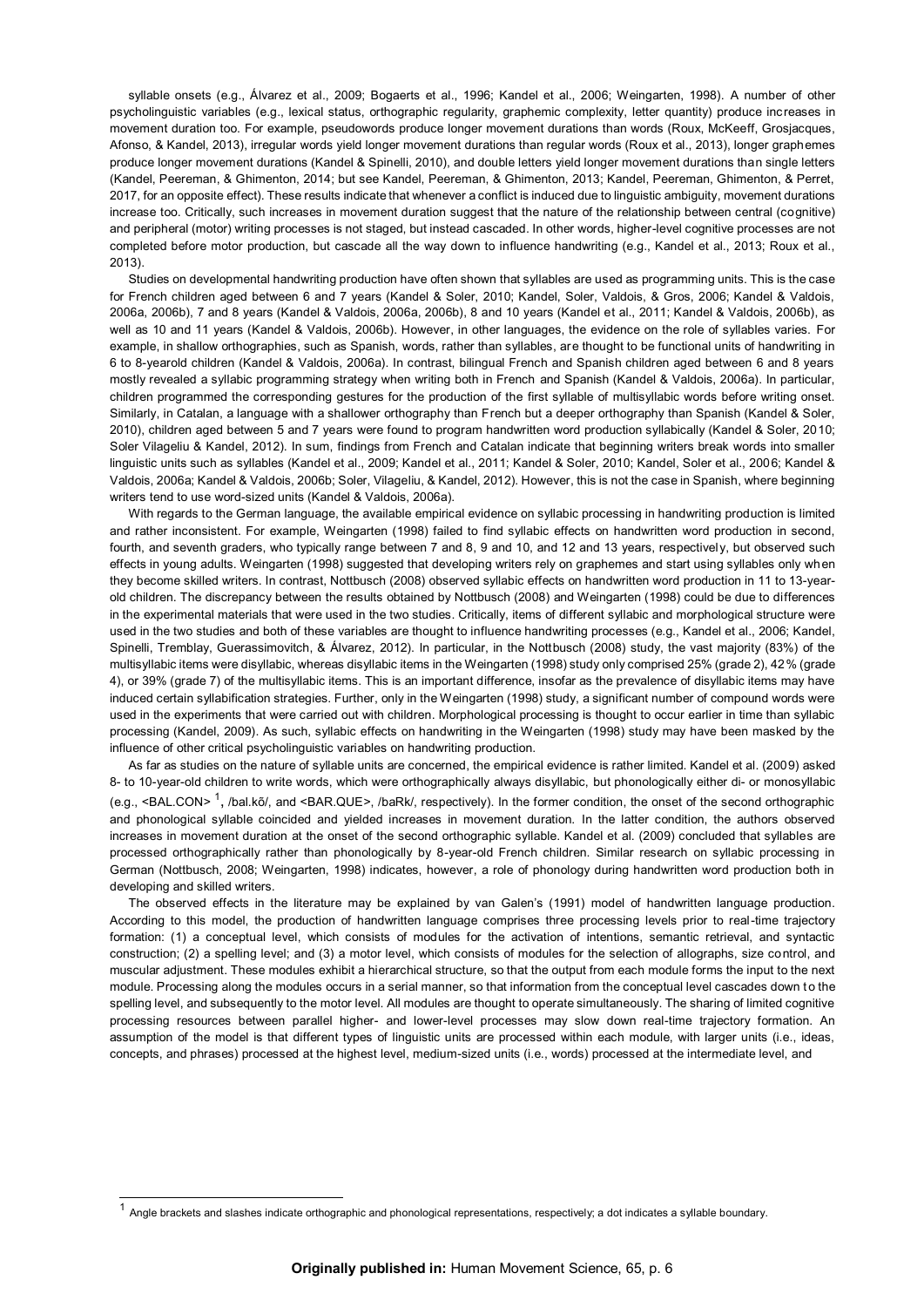syllable onsets (e.g., Álvarez et al., 2009; Bogaerts et al., 1996; Kandel et al., 2006; Weingarten, 1998). A number of other psycholinguistic variables (e.g., lexical status, orthographic regularity, graphemic complexity, letter quantity) produce increases in movement duration too. For example, pseudowords produce longer movement durations than words (Roux, McKeeff, Grosjacques, Afonso, & Kandel, 2013), irregular words yield longer movement durations than regular words (Roux et al., 2013), longer graphemes produce longer movement durations (Kandel & Spinelli, 2010), and double letters yield longer movement durations than single letters (Kandel, Peereman, & Ghimenton, 2014; but see Kandel, Peereman, & Ghimenton, 2013; Kandel, Peereman, Ghimenton, & Perret, 2017, for an opposite effect). These results indicate that whenever a conflict is induced due to linguistic ambiguity, movement durations increase too. Critically, such increases in movement duration suggest that the nature of the relationship between central (cognitive) and peripheral (motor) writing processes is not staged, but instead cascaded. In other words, higher-level cognitive processes are not completed before motor production, but cascade all the way down to influence handwriting (e.g., Kandel et al., 2013; Roux et al., 2013).

Studies on developmental handwriting production have often shown that syllables are used as programming units. This is the case for French children aged between 6 and 7 years (Kandel & Soler, 2010; Kandel, Soler, Valdois, & Gros, 2006; Kandel & Valdois, 2006a, 2006b), 7 and 8 years (Kandel & Valdois, 2006a, 2006b), 8 and 10 years (Kandel et al., 2011; Kandel & Valdois, 2006b), as well as 10 and 11 years (Kandel & Valdois, 2006b). However, in other languages, the evidence on the role of syllables varies. For example, in shallow orthographies, such as Spanish, words, rather than syllables, are thought to be functional units of handwriting in 6 to 8-yearold children (Kandel & Valdois, 2006a). In contrast, bilingual French and Spanish children aged between 6 and 8 years mostly revealed a syllabic programming strategy when writing both in French and Spanish (Kandel & Valdois, 2006a). In particular, children programmed the corresponding gestures for the production of the first syllable of multisyllabic words before writing onset. Similarly, in Catalan, a language with a shallower orthography than French but a deeper orthography than Spanish (Kandel & Soler, 2010), children aged between 5 and 7 years were found to program handwritten word production syllabically (Kandel & Soler, 2010; Soler Vilageliu & Kandel, 2012). In sum, findings from French and Catalan indicate that beginning writers break words into smaller linguistic units such as syllables (Kandel et al., 2009; Kandel et al., 2011; Kandel & Soler, 2010; Kandel, Soler et al., 2006; Kandel & Valdois, 2006a; Kandel & Valdois, 2006b; Soler, Vilageliu, & Kandel, 2012). However, this is not the case in Spanish, where beginning writers tend to use word-sized units (Kandel & Valdois, 2006a).

With regards to the German language, the available empirical evidence on syllabic processing in handwriting production is limited and rather inconsistent. For example, Weingarten (1998) failed to find syllabic effects on handwritten word production in second, fourth, and seventh graders, who typically range between 7 and 8, 9 and 10, and 12 and 13 years, respectively, but observed such effects in young adults. Weingarten (1998) suggested that developing writers rely on graphemes and start using syllables only when they become skilled writers. In contrast, Nottbusch (2008) observed syllabic effects on handwritten word production in 11 to 13-year-old children. The discrepancy between the results obtained by Nottbusch (2008) and Weingarten (1998) could be due to differences in the experimental materials that were used in the two studies. Critically, items of different syllabic and morphological structure were used in the two studies and both of these variables are thought to influence handwriting processes (e.g., Kandel et al., 2006; Kandel, Spinelli, Tremblay, Guerassimovitch, & Álvarez, 2012). In particular, in the Nottbusch (2008) study, the vast majority (83%) of the multisyllabic items were disyllabic, whereas disyllabic items in the Weingarten (1998) study only comprised 25% (grade 2), 42% (grade 4), or 39% (grade 7) of the multisyllabic items. This is an important difference, insofar as the prevalence of disyllabic items may have induced certain syllabification strategies. Further, only in the Weingarten (1998) study, a significant number of compound words were used in the experiments that were carried out with children. Morphological processing is thought to occur earlier in time than syllabic processing (Kandel, 2009). As such, syllabic effects on handwriting in the Weingarten (1998) study may have been masked by the influence of other critical psycholinguistic variables on handwriting production.

As far as studies on the nature of syllable units are concerned, the empirical evidence is rather limited. Kandel et al. (2009) asked 8- to 10-year-old children to write words, which were orthographically always disyllabic, but phonologically either di- or monosyllabic (e.g., <BAL.CON> [1], /bal.kõ/, and <BAR.QUE>, /baRk/, respectively). In the former condition, the onset of the second orthographic and phonological syllable coincided and yielded increases in movement duration. In the latter condition, the authors observed increases in movement duration at the onset of the second orthographic syllable. Kandel et al. (2009) concluded that syllables are processed orthographically rather than phonologically by 8-year-old French children. Similar research on syllabic processing in German (Nottbusch, 2008; Weingarten, 1998) indicates, however, a role of phonology during handwritten word production both in developing and skilled writers.

The observed effects in the literature may be explained by van Galen's (1991) model of handwritten language production. According to this model, the production of handwritten language comprises three processing levels prior to real-time trajectory formation: (1) a conceptual level, which consists of modules for the activation of intentions, semantic retrieval, and syntactic construction; (2) a spelling level; and (3) a motor level, which consists of modules for the selection of allographs, size control, and muscular adjustment. These modules exhibit a hierarchical structure, so that the output from each module forms the input to the next module. Processing along the modules occurs in a serial manner, so that information from the conceptual level cascades down to the spelling level, and subsequently to the motor level. All modules are thought to operate simultaneously. The sharing of limited cognitive processing resources between parallel higher- and lower-level processes may slow down real-time trajectory formation. An assumption of the model is that different types of linguistic units are processed within each module, with larger units (i.e., ideas, concepts, and phrases) processed at the highest level, medium-sized units (i.e., words) processed at the intermediate level, and

[1] Angle brackets and slashes indicate orthographic and phonological representations, respectively; a dot indicates a syllable boundary.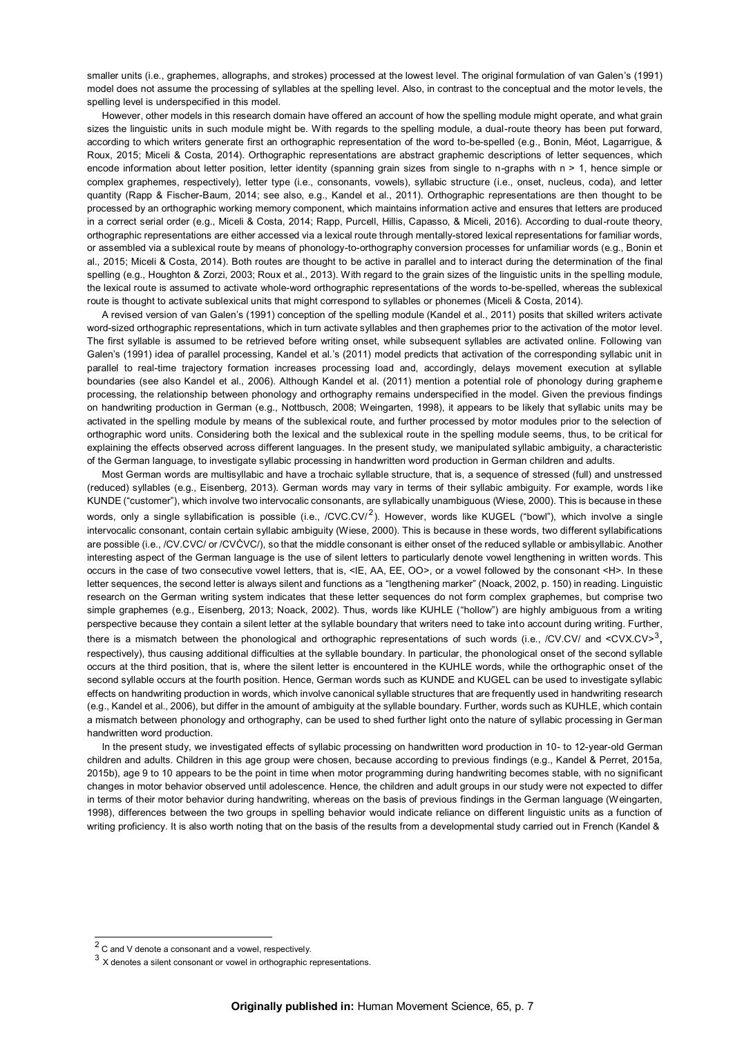smaller units (i.e., graphemes, allographs, and strokes) processed at the lowest level. The original formulation of van Galen's (1991) model does not assume the processing of syllables at the spelling level. Also, in contrast to the conceptual and the motor levels, the spelling level is underspecified in this model.

However, other models in this research domain have offered an account of how the spelling module might operate, and what grain sizes the linguistic units in such module might be. With regards to the spelling module, a dual-route theory has been put forward, according to which writers generate first an orthographic representation of the word to-be-spelled (e.g., Bonin, Méot, Lagarrigue, & Roux, 2015; Miceli & Costa, 2014). Orthographic representations are abstract graphemic descriptions of letter sequences, which encode information about letter position, letter identity (spanning grain sizes from single to n-graphs with n > 1, hence simple or complex graphemes, respectively), letter type (i.e., consonants, vowels), syllabic structure (i.e., onset, nucleus, coda), and letter quantity (Rapp & Fischer-Baum, 2014; see also, e.g., Kandel et al., 2011). Orthographic representations are then thought to be processed by an orthographic working memory component, which maintains information active and ensures that letters are produced in a correct serial order (e.g., Miceli & Costa, 2014; Rapp, Purcell, Hillis, Capasso, & Miceli, 2016). According to dual-route theory, orthographic representations are either accessed via a lexical route through mentally-stored lexical representations for familiar words, or assembled via a sublexical route by means of phonology-to-orthography conversion processes for unfamiliar words (e.g., Bonin et al., 2015; Miceli & Costa, 2014). Both routes are thought to be active in parallel and to interact during the determination of the final spelling (e.g., Houghton & Zorzi, 2003; Roux et al., 2013). With regard to the grain sizes of the linguistic units in the spelling module, the lexical route is assumed to activate whole-word orthographic representations of the words to-be-spelled, whereas the sublexical route is thought to activate sublexical units that might correspond to syllables or phonemes (Miceli & Costa, 2014).

A revised version of van Galen's (1991) conception of the spelling module (Kandel et al., 2011) posits that skilled writers activate word-sized orthographic representations, which in turn activate syllables and then graphemes prior to the activation of the motor level. The first syllable is assumed to be retrieved before writing onset, while subsequent syllables are activated online. Following van Galen's (1991) idea of parallel processing, Kandel et al.'s (2011) model predicts that activation of the corresponding syllabic unit in parallel to real-time trajectory formation increases processing load and, accordingly, delays movement execution at syllable boundaries (see also Kandel et al., 2006). Although Kandel et al. (2011) mention a potential role of phonology during grapheme processing, the relationship between phonology and orthography remains underspecified in the model. Given the previous findings on handwriting production in German (e.g., Nottbusch, 2008; Weingarten, 1998), it appears to be likely that syllabic units may be activated in the spelling module by means of the sublexical route, and further processed by motor modules prior to the selection of orthographic word units. Considering both the lexical and the sublexical route in the spelling module seems, thus, to be critical for explaining the effects observed across different languages. In the present study, we manipulated syllabic ambiguity, a characteristic of the German language, to investigate syllabic processing in handwritten word production in German children and adults.

Most German words are multisyllabic and have a trochaic syllable structure, that is, a sequence of stressed (full) and unstressed (reduced) syllables (e.g., Eisenberg, 2013). German words may vary in terms of their syllabic ambiguity. For example, words like KUNDE ("customer"), which involve two intervocalic consonants, are syllabically unambiguous (Wiese, 2000). This is because in these words, only a single syllabification is possible (i.e., /CVC.CV/[2]). However, words like KUGEL ("bowl"), which involve a single intervocalic consonant, contain certain syllabic ambiguity (Wiese, 2000). This is because in these words, two different syllabifications are possible (i.e., /CV.CVC/ or /CVĊVC/), so that the middle consonant is either onset of the reduced syllable or ambisyllabic. Another interesting aspect of the German language is the use of silent letters to particularly denote vowel lengthening in written words. This occurs in the case of two consecutive vowel letters, that is, <IE, AA, EE, OO>, or a vowel followed by the consonant <H>. In these letter sequences, the second letter is always silent and functions as a "lengthening marker" (Noack, 2002, p. 150) in reading. Linguistic research on the German writing system indicates that these letter sequences do not form complex graphemes, but comprise two simple graphemes (e.g., Eisenberg, 2013; Noack, 2002). Thus, words like KUHLE ("hollow") are highly ambiguous from a writing perspective because they contain a silent letter at the syllable boundary that writers need to take into account during writing. Further, there is a mismatch between the phonological and orthographic representations of such words (i.e., /CV.CV/ and <CVX.CV>[3], respectively), thus causing additional difficulties at the syllable boundary. In particular, the phonological onset of the second syllable occurs at the third position, that is, where the silent letter is encountered in the KUHLE words, while the orthographic onset of the second syllable occurs at the fourth position. Hence, German words such as KUNDE and KUGEL can be used to investigate syllabic effects on handwriting production in words, which involve canonical syllable structures that are frequently used in handwriting research (e.g., Kandel et al., 2006), but differ in the amount of ambiguity at the syllable boundary. Further, words such as KUHLE, which contain a mismatch between phonology and orthography, can be used to shed further light onto the nature of syllabic processing in German handwritten word production.

In the present study, we investigated effects of syllabic processing on handwritten word production in 10- to 12-year-old German children and adults. Children in this age group were chosen, because according to previous findings (e.g., Kandel & Perret, 2015a, 2015b), age 9 to 10 appears to be the point in time when motor programming during handwriting becomes stable, with no significant changes in motor behavior observed until adolescence. Hence, the children and adult groups in our study were not expected to differ in terms of their motor behavior during handwriting, whereas on the basis of previous findings in the German language (Weingarten, 1998), differences between the two groups in spelling behavior would indicate reliance on different linguistic units as a function of writing proficiency. It is also worth noting that on the basis of the results from a developmental study carried out in French (Kandel &

[2] C and V denote a consonant and a vowel, respectively.

[3] X denotes a silent consonant or vowel in orthographic representations.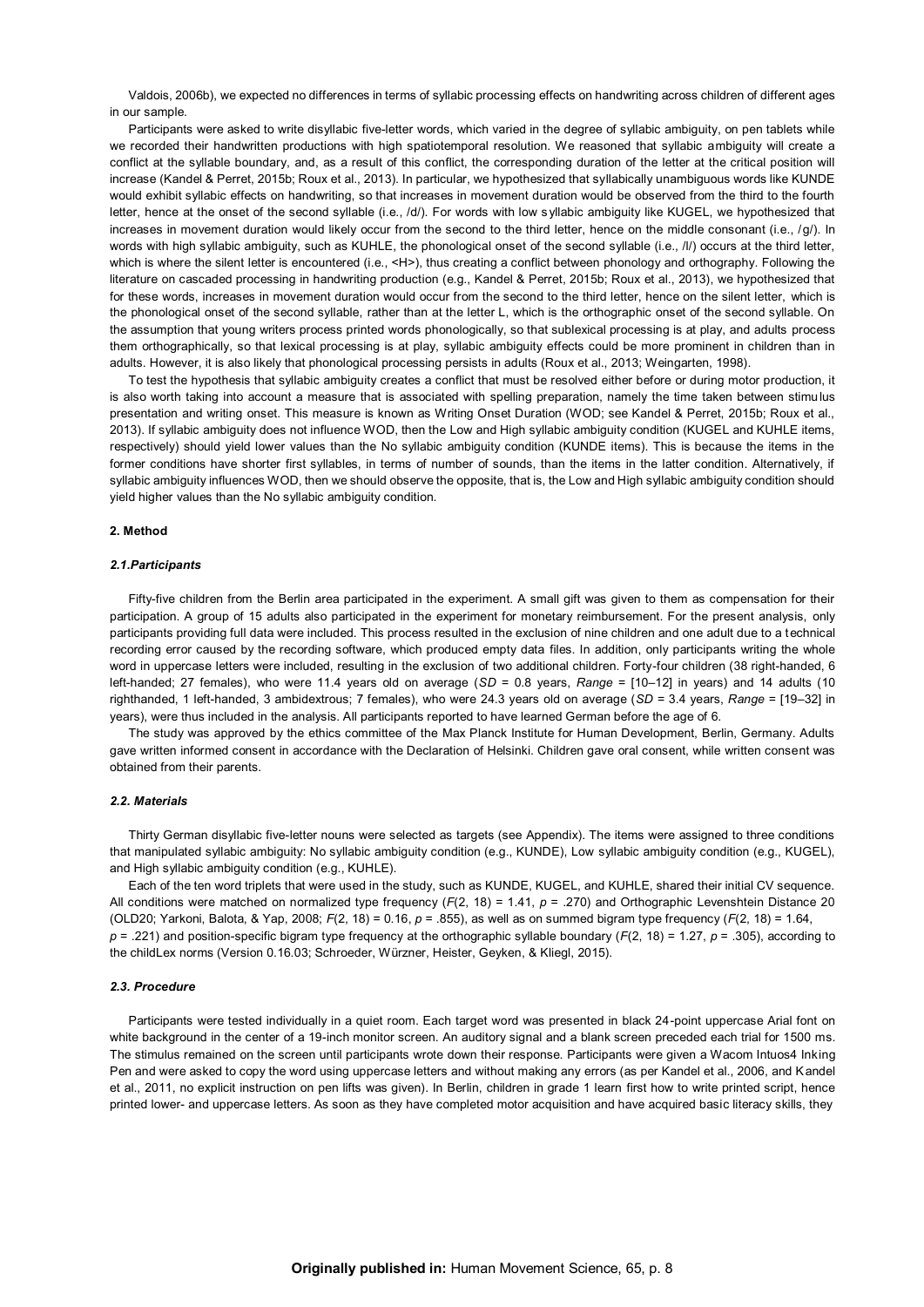Valdois, 2006b), we expected no differences in terms of syllabic processing effects on handwriting across children of different ages in our sample.

Participants were asked to write disyllabic five-letter words, which varied in the degree of syllabic ambiguity, on pen tablets while we recorded their handwritten productions with high spatiotemporal resolution. We reasoned that syllabic ambiguity will create a conflict at the syllable boundary, and, as a result of this conflict, the corresponding duration of the letter at the critical position will increase (Kandel & Perret, 2015b; Roux et al., 2013). In particular, we hypothesized that syllabically unambiguous words like KUNDE would exhibit syllabic effects on handwriting, so that increases in movement duration would be observed from the third to the fourth letter, hence at the onset of the second syllable (i.e., /d/). For words with low syllabic ambiguity like KUGEL, we hypothesized that increases in movement duration would likely occur from the second to the third letter, hence on the middle consonant (i.e., /g/). In words with high syllabic ambiguity, such as KUHLE, the phonological onset of the second syllable (i.e., /l/) occurs at the third letter, which is where the silent letter is encountered (i.e., <H>), thus creating a conflict between phonology and orthography. Following the literature on cascaded processing in handwriting production (e.g., Kandel & Perret, 2015b; Roux et al., 2013), we hypothesized that for these words, increases in movement duration would occur from the second to the third letter, hence on the silent letter, which is the phonological onset of the second syllable, rather than at the letter L, which is the orthographic onset of the second syllable. On the assumption that young writers process printed words phonologically, so that sublexical processing is at play, and adults process them orthographically, so that lexical processing is at play, syllabic ambiguity effects could be more prominent in children than in adults. However, it is also likely that phonological processing persists in adults (Roux et al., 2013; Weingarten, 1998).

To test the hypothesis that syllabic ambiguity creates a conflict that must be resolved either before or during motor production, it is also worth taking into account a measure that is associated with spelling preparation, namely the time taken between stimulus presentation and writing onset. This measure is known as Writing Onset Duration (WOD; see Kandel & Perret, 2015b; Roux et al., 2013). If syllabic ambiguity does not influence WOD, then the Low and High syllabic ambiguity condition (KUGEL and KUHLE items, respectively) should yield lower values than the No syllabic ambiguity condition (KUNDE items). This is because the items in the former conditions have shorter first syllables, in terms of number of sounds, than the items in the latter condition. Alternatively, if syllabic ambiguity influences WOD, then we should observe the opposite, that is, the Low and High syllabic ambiguity condition should yield higher values than the No syllabic ambiguity condition.

## 2. Method

### *2.1. Participants*

Fifty-five children from the Berlin area participated in the experiment. A small gift was given to them as compensation for their participation. A group of 15 adults also participated in the experiment for monetary reimbursement. For the present analysis, only participants providing full data were included. This process resulted in the exclusion of nine children and one adult due to a technical recording error caused by the recording software, which produced empty data files. In addition, only participants writing the whole word in uppercase letters were included, resulting in the exclusion of two additional children. Forty-four children (38 right-handed, 6 left-handed; 27 females), who were 11.4 years old on average (*SD* = 0.8 years, *Range* = [10–12] in years) and 14 adults (10 righthanded, 1 left-handed, 3 ambidextrous; 7 females), who were 24.3 years old on average (*SD* = 3.4 years, *Range* = [19–32] in years), were thus included in the analysis. All participants reported to have learned German before the age of 6.

The study was approved by the ethics committee of the Max Planck Institute for Human Development, Berlin, Germany. Adults gave written informed consent in accordance with the Declaration of Helsinki. Children gave oral consent, while written consent was obtained from their parents.

### *2.2. Materials*

Thirty German disyllabic five-letter nouns were selected as targets (see Appendix). The items were assigned to three conditions that manipulated syllabic ambiguity: No syllabic ambiguity condition (e.g., KUNDE), Low syllabic ambiguity condition (e.g., KUGEL), and High syllabic ambiguity condition (e.g., KUHLE).

Each of the ten word triplets that were used in the study, such as KUNDE, KUGEL, and KUHLE, shared their initial CV sequence. All conditions were matched on normalized type frequency ($F(2, 18) = 1.41$, $p = .270$) and Orthographic Levenshtein Distance 20 (OLD20; Yarkoni, Balota, & Yap, 2008; $F(2, 18) = 0.16$, $p = .855$), as well as on summed bigram type frequency ($F(2, 18) = 1.64$, $p = .221$) and position-specific bigram type frequency at the orthographic syllable boundary ($F(2, 18) = 1.27$, $p = .305$), according to the childLex norms (Version 0.16.03; Schroeder, Würzner, Heister, Geyken, & Kliegl, 2015).

### *2.3. Procedure*

Participants were tested individually in a quiet room. Each target word was presented in black 24-point uppercase Arial font on white background in the center of a 19-inch monitor screen. An auditory signal and a blank screen preceded each trial for 1500 ms. The stimulus remained on the screen until participants wrote down their response. Participants were given a Wacom Intuos4 Inking Pen and were asked to copy the word using uppercase letters and without making any errors (as per Kandel et al., 2006, and Kandel et al., 2011, no explicit instruction on pen lifts was given). In Berlin, children in grade 1 learn first how to write printed script, hence printed lower- and uppercase letters. As soon as they have completed motor acquisition and have acquired basic literacy skills, they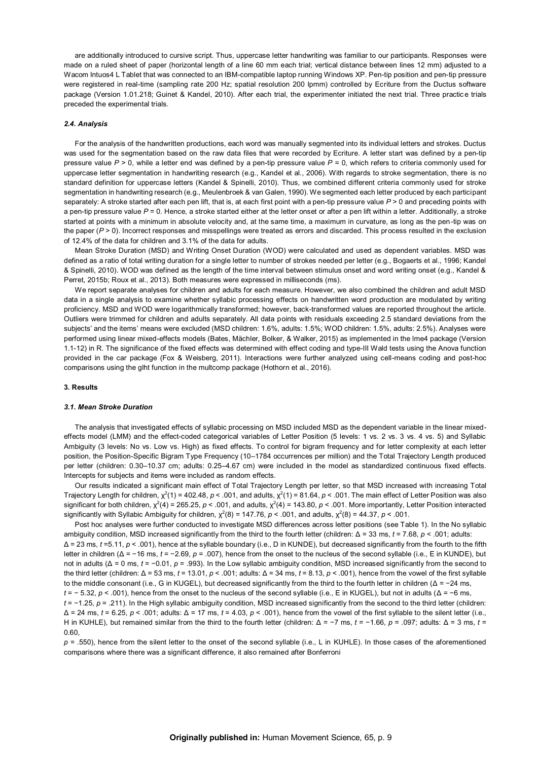are additionally introduced to cursive script. Thus, uppercase letter handwriting was familiar to our participants. Responses were made on a ruled sheet of paper (horizontal length of a line 60 mm each trial; vertical distance between lines 12 mm) adjusted to a Wacom Intuos4 L Tablet that was connected to an IBM-compatible laptop running Windows XP. Pen-tip position and pen-tip pressure were registered in real-time (sampling rate 200 Hz; spatial resolution 200 lpmm) controlled by Ecriture from the Ductus software package (Version 1.01.218; Guinet & Kandel, 2010). After each trial, the experimenter initiated the next trial. Three practice trials preceded the experimental trials.

### *2.4. Analysis*

For the analysis of the handwritten productions, each word was manually segmented into its individual letters and strokes. Ductus was used for the segmentation based on the raw data files that were recorded by Ecriture. A letter start was defined by a pen-tip pressure value $P > 0$, while a letter end was defined by a pen-tip pressure value $P = 0$, which refers to criteria commonly used for uppercase letter segmentation in handwriting research (e.g., Kandel et al., 2006). With regards to stroke segmentation, there is no standard definition for uppercase letters (Kandel & Spinelli, 2010). Thus, we combined different criteria commonly used for stroke segmentation in handwriting research (e.g., Meulenbroek & van Galen, 1990). We segmented each letter produced by each participant separately: A stroke started after each pen lift, that is, at each first point with a pen-tip pressure value $P > 0$ and preceding points with a pen-tip pressure value $P = 0$. Hence, a stroke started either at the letter onset or after a pen lift within a letter. Additionally, a stroke started at points with a minimum in absolute velocity and, at the same time, a maximum in curvature, as long as the pen-tip was on the paper ($P > 0$). Incorrect responses and misspellings were treated as errors and discarded. This process resulted in the exclusion of 12.4% of the data for children and 3.1% of the data for adults.

Mean Stroke Duration (MSD) and Writing Onset Duration (WOD) were calculated and used as dependent variables. MSD was defined as a ratio of total writing duration for a single letter to number of strokes needed per letter (e.g., Bogaerts et al., 1996; Kandel & Spinelli, 2010). WOD was defined as the length of the time interval between stimulus onset and word writing onset (e.g., Kandel & Perret, 2015b; Roux et al., 2013). Both measures were expressed in milliseconds (ms).

We report separate analyses for children and adults for each measure. However, we also combined the children and adult MSD data in a single analysis to examine whether syllabic processing effects on handwritten word production are modulated by writing proficiency. MSD and WOD were logarithmically transformed; however, back-transformed values are reported throughout the article. Outliers were trimmed for children and adults separately. All data points with residuals exceeding 2.5 standard deviations from the subjects' and the items' means were excluded (MSD children: 1.6%, adults: 1.5%; WOD children: 1.5%, adults: 2.5%). Analyses were performed using linear mixed-effects models (Bates, Mächler, Bolker, & Walker, 2015) as implemented in the lme4 package (Version 1.1-12) in R. The significance of the fixed effects was determined with effect coding and type-III Wald tests using the Anova function provided in the car package (Fox & Weisberg, 2011). Interactions were further analyzed using cell-means coding and post-hoc comparisons using the glht function in the multcomp package (Hothorn et al., 2016).

## 3. Results

### *3.1. Mean Stroke Duration*

The analysis that investigated effects of syllabic processing on MSD included MSD as the dependent variable in the linear mixed-effects model (LMM) and the effect-coded categorical variables of Letter Position (5 levels: 1 vs. 2 vs. 3 vs. 4 vs. 5) and Syllabic Ambiguity (3 levels: No vs. Low vs. High) as fixed effects. To control for bigram frequency and for letter complexity at each letter position, the Position-Specific Bigram Type Frequency (10–1784 occurrences per million) and the Total Trajectory Length produced per letter (children: 0.30–10.37 cm; adults: 0.25–4.67 cm) were included in the model as standardized continuous fixed effects. Intercepts for subjects and items were included as random effects.

Our results indicated a significant main effect of Total Trajectory Length per letter, so that MSD increased with increasing Total Trajectory Length for children, $\chi^2(1) = 402.48$, $p < .001$, and adults, $\chi^2(1) = 81.64$, $p < .001$. The main effect of Letter Position was also significant for both children, $\chi^2(4) = 265.25$, $p < .001$, and adults, $\chi^2(4) = 143.80$, $p < .001$. More importantly, Letter Position interacted significantly with Syllabic Ambiguity for children, $\chi^2(8) = 147.76$, $p < .001$, and adults, $\chi^2(8) = 44.37$, $p < .001$.

Post hoc analyses were further conducted to investigate MSD differences across letter positions (see Table 1). In the No syllabic ambiguity condition, MSD increased significantly from the third to the fourth letter (children: $\Delta = 33$ ms, $t = 7.68$, $p < .001$; adults: $\Delta = 23$ ms, $t = 5.11$, $p < .001$), hence at the syllable boundary (i.e., D in KUNDE), but decreased significantly from the fourth to the fifth letter in children ($\Delta = -16$ ms, $t = -2.69$, $p = .007$), hence from the onset to the nucleus of the second syllable (i.e., E in KUNDE), but not in adults ($\Delta = 0$ ms, $t = -0.01$, $p = .993$). In the Low syllabic ambiguity condition, MSD increased significantly from the second to the third letter (children: $\Delta = 53$ ms, $t = 13.01$, $p < .001$; adults: $\Delta = 34$ ms, $t = 8.13$, $p < .001$), hence from the vowel of the first syllable to the middle consonant (i.e., G in KUGEL), but decreased significantly from the third to the fourth letter in children ($\Delta = -24$ ms, $t = -5.32$, $p < .001$), hence from the onset to the nucleus of the second syllable (i.e., E in KUGEL), but not in adults ($\Delta = -6$ ms, $t = -1.25$, $p = .211$). In the High syllabic ambiguity condition, MSD increased significantly from the second to the third letter (children: $\Delta = 24$ ms, $t = 6.25$, $p < .001$; adults: $\Delta = 17$ ms, $t = 4.03$, $p < .001$), hence from the vowel of the first syllable to the silent letter (i.e., H in KUHLE), but remained similar from the third to the fourth letter (children: $\Delta = -7$ ms, $t = -1.66$, $p = .097$; adults: $\Delta = 3$ ms, $t = 0.60$, $p = .550$), hence from the silent letter to the onset of the second syllable (i.e., L in KUHLE). In those cases of the aforementioned comparisons where there was a significant difference, it also remained after Bonferroni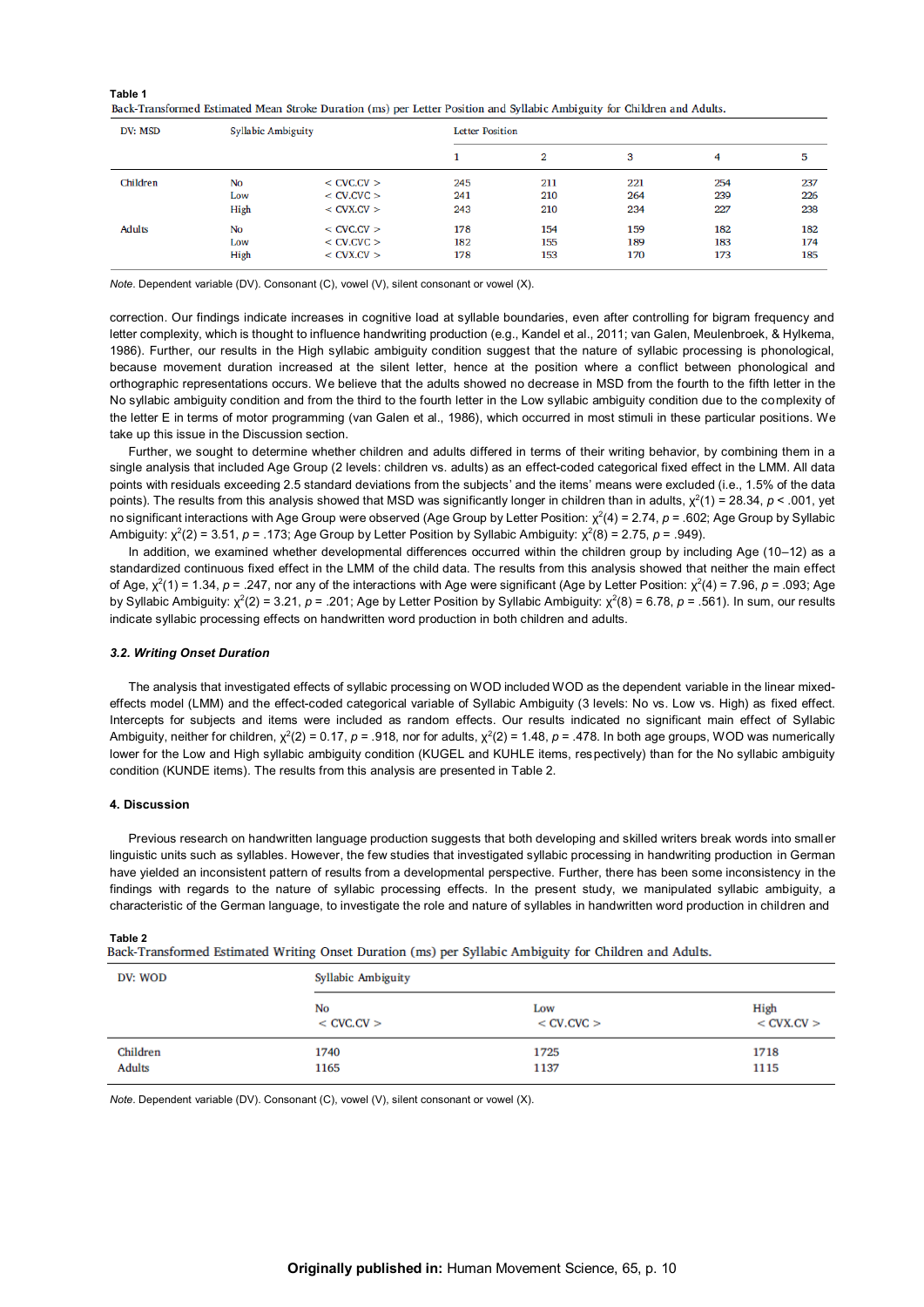**Table 1**
Back-Transformed Estimated Mean Stroke Duration (ms) per Letter Position and Syllabic Ambiguity for Children and Adults.

| DV: MSD | Syllabic Ambiguity | | Letter Position | | | | |
|---|---|---|---|---|---|---|---|
| | | | 1 | 2 | 3 | 4 | 5 |
| Children | No | < CVC.CV > | 245 | 211 | 221 | 254 | 237 |
| | Low | < CV.CVC > | 241 | 210 | 264 | 239 | 226 |
| | High | < CVX.CV > | 243 | 210 | 234 | 227 | 238 |
| Adults | No | < CVC.CV > | 178 | 154 | 159 | 182 | 182 |
| | Low | < CV.CVC > | 182 | 155 | 189 | 183 | 174 |
| | High | < CVX.CV > | 178 | 153 | 170 | 173 | 185 |

*Note.* Dependent variable (DV). Consonant (C), vowel (V), silent consonant or vowel (X).

correction. Our findings indicate increases in cognitive load at syllable boundaries, even after controlling for bigram frequency and letter complexity, which is thought to influence handwriting production (e.g., Kandel et al., 2011; van Galen, Meulenbroek, & Hylkema, 1986). Further, our results in the High syllabic ambiguity condition suggest that the nature of syllabic processing is phonological, because movement duration increased at the silent letter, hence at the position where a conflict between phonological and orthographic representations occurs. We believe that the adults showed no decrease in MSD from the fourth to the fifth letter in the No syllabic ambiguity condition and from the third to the fourth letter in the Low syllabic ambiguity condition due to the complexity of the letter E in terms of motor programming (van Galen et al., 1986), which occurred in most stimuli in these particular positions. We take up this issue in the Discussion section.

Further, we sought to determine whether children and adults differed in terms of their writing behavior, by combining them in a single analysis that included Age Group (2 levels: children vs. adults) as an effect-coded categorical fixed effect in the LMM. All data points with residuals exceeding 2.5 standard deviations from the subjects' and the items' means were excluded (i.e., 1.5% of the data points). The results from this analysis showed that MSD was significantly longer in children than in adults, $\chi^2(1) = 28.34$, $p < .001$, yet no significant interactions with Age Group were observed (Age Group by Letter Position: $\chi^2(4) = 2.74$, $p = .602$; Age Group by Syllabic Ambiguity: $\chi^2(2) = 3.51$, $p = .173$; Age Group by Letter Position by Syllabic Ambiguity: $\chi^2(8) = 2.75$, $p = .949$).

In addition, we examined whether developmental differences occurred within the children group by including Age (10–12) as a standardized continuous fixed effect in the LMM of the child data. The results from this analysis showed that neither the main effect of Age, $\chi^2(1) = 1.34$, $p = .247$, nor any of the interactions with Age were significant (Age by Letter Position: $\chi^2(4) = 7.96$, $p = .093$; Age by Syllabic Ambiguity: $\chi^2(2) = 3.21$, $p = .201$; Age by Letter Position by Syllabic Ambiguity: $\chi^2(8) = 6.78$, $p = .561$). In sum, our results indicate syllabic processing effects on handwritten word production in both children and adults.

### 3.2. Writing Onset Duration

The analysis that investigated effects of syllabic processing on WOD included WOD as the dependent variable in the linear mixed-effects model (LMM) and the effect-coded categorical variable of Syllabic Ambiguity (3 levels: No vs. Low vs. High) as fixed effect. Intercepts for subjects and items were included as random effects. Our results indicated no significant main effect of Syllabic Ambiguity, neither for children, $\chi^2(2) = 0.17$, $p = .918$, nor for adults, $\chi^2(2) = 1.48$, $p = .478$. In both age groups, WOD was numerically lower for the Low and High syllabic ambiguity condition (KUGEL and KUHLE items, respectively) than for the No syllabic ambiguity condition (KUNDE items). The results from this analysis are presented in Table 2.

## 4. Discussion

Previous research on handwritten language production suggests that both developing and skilled writers break words into smaller linguistic units such as syllables. However, the few studies that investigated syllabic processing in handwriting production in German have yielded an inconsistent pattern of results from a developmental perspective. Further, there has been some inconsistency in the findings with regards to the nature of syllabic processing effects. In the present study, we manipulated syllabic ambiguity, a characteristic of the German language, to investigate the role and nature of syllables in handwritten word production in children and

**Table 2**
Back-Transformed Estimated Writing Onset Duration (ms) per Syllabic Ambiguity for Children and Adults.

| DV: WOD | Syllabic Ambiguity | | |
|---|---|---|---|
| | No < CVC.CV > | Low < CV.CVC > | High < CVX.CV > |
| Children | 1740 | 1725 | 1718 |
| Adults | 1165 | 1137 | 1115 |

*Note.* Dependent variable (DV). Consonant (C), vowel (V), silent consonant or vowel (X).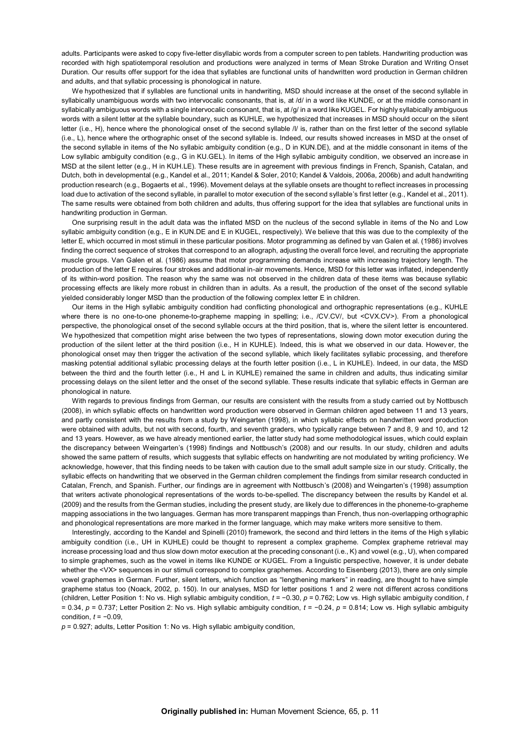adults. Participants were asked to copy five-letter disyllabic words from a computer screen to pen tablets. Handwriting production was recorded with high spatiotemporal resolution and productions were analyzed in terms of Mean Stroke Duration and Writing Onset Duration. Our results offer support for the idea that syllables are functional units of handwritten word production in German children and adults, and that syllabic processing is phonological in nature.

We hypothesized that if syllables are functional units in handwriting, MSD should increase at the onset of the second syllable in syllabically unambiguous words with two intervocalic consonants, that is, at /d/ in a word like KUNDE, or at the middle consonant in syllabically ambiguous words with a single intervocalic consonant, that is, at /g/ in a word like KUGEL. For highly syllabically ambiguous words with a silent letter at the syllable boundary, such as KUHLE, we hypothesized that increases in MSD should occur on the silent letter (i.e., H), hence where the phonological onset of the second syllable /l/ is, rather than on the first letter of the second syllable (i.e., L), hence where the orthographic onset of the second syllable is. Indeed, our results showed increases in MSD at the onset of the second syllable in items of the No syllabic ambiguity condition (e.g., D in KUN.DE), and at the middle consonant in items of the Low syllabic ambiguity condition (e.g., G in KU.GEL). In items of the High syllabic ambiguity condition, we observed an increase in MSD at the silent letter (e.g., H in KUH.LE). These results are in agreement with previous findings in French, Spanish, Catalan, and Dutch, both in developmental (e.g., Kandel et al., 2011; Kandel & Soler, 2010; Kandel & Valdois, 2006a, 2006b) and adult handwriting production research (e.g., Bogaerts et al., 1996). Movement delays at the syllable onsets are thought to reflect increases in processing load due to activation of the second syllable, in parallel to motor execution of the second syllable's first letter (e.g., Kandel et al., 2011). The same results were obtained from both children and adults, thus offering support for the idea that syllables are functional units in handwriting production in German.

One surprising result in the adult data was the inflated MSD on the nucleus of the second syllable in items of the No and Low syllabic ambiguity condition (e.g., E in KUN.DE and E in KUGEL, respectively). We believe that this was due to the complexity of the letter E, which occurred in most stimuli in these particular positions. Motor programming as defined by van Galen et al. (1986) involves finding the correct sequence of strokes that correspond to an allograph, adjusting the overall force level, and recruiting the appropriate muscle groups. Van Galen et al. (1986) assume that motor programming demands increase with increasing trajectory length. The production of the letter E requires four strokes and additional in-air movements. Hence, MSD for this letter was inflated, independently of its within-word position. The reason why the same was not observed in the children data of these items was because syllabic processing effects are likely more robust in children than in adults. As a result, the production of the onset of the second syllable yielded considerably longer MSD than the production of the following complex letter E in children.

Our items in the High syllabic ambiguity condition had conflicting phonological and orthographic representations (e.g., KUHLE where there is no one-to-one phoneme-to-grapheme mapping in spelling; i.e., /CV.CV/, but <CVX.CV>). From a phonological perspective, the phonological onset of the second syllable occurs at the third position, that is, where the silent letter is encountered. We hypothesized that competition might arise between the two types of representations, slowing down motor execution during the production of the silent letter at the third position (i.e., H in KUHLE). Indeed, this is what we observed in our data. However, the phonological onset may then trigger the activation of the second syllable, which likely facilitates syllabic processing, and therefore masking potential additional syllabic processing delays at the fourth letter position (i.e., L in KUHLE). Indeed, in our data, the MSD between the third and the fourth letter (i.e., H and L in KUHLE) remained the same in children and adults, thus indicating similar processing delays on the silent letter and the onset of the second syllable. These results indicate that syllabic effects in German are phonological in nature.

With regards to previous findings from German, our results are consistent with the results from a study carried out by Nottbusch (2008), in which syllabic effects on handwritten word production were observed in German children aged between 11 and 13 years, and partly consistent with the results from a study by Weingarten (1998), in which syllabic effects on handwritten word production were obtained with adults, but not with second, fourth, and seventh graders, who typically range between 7 and 8, 9 and 10, and 12 and 13 years. However, as we have already mentioned earlier, the latter study had some methodological issues, which could explain the discrepancy between Weingarten's (1998) findings and Nottbusch's (2008) and our results. In our study, children and adults showed the same pattern of results, which suggests that syllabic effects on handwriting are not modulated by writing proficiency. We acknowledge, however, that this finding needs to be taken with caution due to the small adult sample size in our study. Critically, the syllabic effects on handwriting that we observed in the German children complement the findings from similar research conducted in Catalan, French, and Spanish. Further, our findings are in agreement with Nottbusch's (2008) and Weingarten's (1998) assumption that writers activate phonological representations of the words to-be-spelled. The discrepancy between the results by Kandel et al. (2009) and the results from the German studies, including the present study, are likely due to differences in the phoneme-to-grapheme mapping associations in the two languages. German has more transparent mappings than French, thus non-overlapping orthographic and phonological representations are more marked in the former language, which may make writers more sensitive to them.

Interestingly, according to the Kandel and Spinelli (2010) framework, the second and third letters in the items of the High syllabic ambiguity condition (i.e., UH in KUHLE) could be thought to represent a complex grapheme. Complex grapheme retrieval may increase processing load and thus slow down motor execution at the preceding consonant (i.e., K) and vowel (e.g., U), when compared to simple graphemes, such as the vowel in items like KUNDE or KUGEL. From a linguistic perspective, however, it is under debate whether the <VX> sequences in our stimuli correspond to complex graphemes. According to Eisenberg (2013), there are only simple vowel graphemes in German. Further, silent letters, which function as "lengthening markers" in reading, are thought to have simple grapheme status too (Noack, 2002, p. 150). In our analyses, MSD for letter positions 1 and 2 were not different across conditions (children, Letter Position 1: No vs. High syllabic ambiguity condition, $t = -0.30$, $p = 0.762$; Low vs. High syllabic ambiguity condition, $t = 0.34$, $p = 0.737$; Letter Position 2: No vs. High syllabic ambiguity condition, $t = -0.24$, $p = 0.814$; Low vs. High syllabic ambiguity condition, $t = -0.09$,

$p = 0.927$; adults, Letter Position 1: No vs. High syllabic ambiguity condition,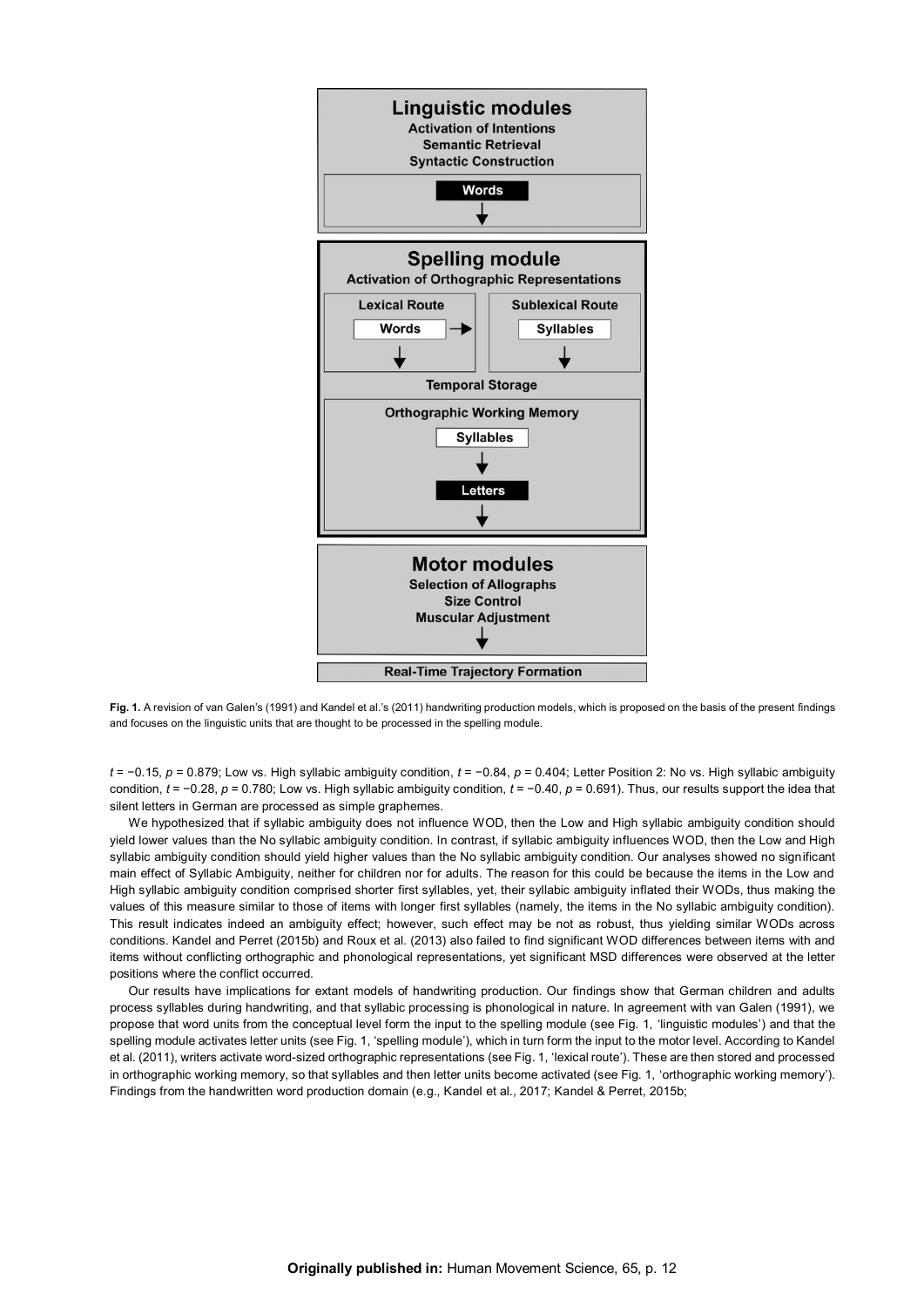**Linguistic modules**
Activation of Intentions
Semantic Retrieval
Syntactic Construction

Words

**Spelling module**
Activation of Orthographic Representations

Lexical Route: Words
Sublexical Route: Syllables

Temporal Storage

Orthographic Working Memory
Syllables
Letters

**Motor modules**
Selection of Allographs
Size Control
Muscular Adjustment

Real-Time Trajectory Formation

**Fig. 1.** A revision of van Galen's (1991) and Kandel et al.'s (2011) handwriting production models, which is proposed on the basis of the present findings and focuses on the linguistic units that are thought to be processed in the spelling module.

$t = -0.15$, $p = 0.879$; Low vs. High syllabic ambiguity condition, $t = -0.84$, $p = 0.404$; Letter Position 2: No vs. High syllabic ambiguity condition, $t = -0.28$, $p = 0.780$; Low vs. High syllabic ambiguity condition, $t = -0.40$, $p = 0.691$). Thus, our results support the idea that silent letters in German are processed as simple graphemes.

We hypothesized that if syllabic ambiguity does not influence WOD, then the Low and High syllabic ambiguity condition should yield lower values than the No syllabic ambiguity condition. In contrast, if syllabic ambiguity influences WOD, then the Low and High syllabic ambiguity condition should yield higher values than the No syllabic ambiguity condition. Our analyses showed no significant main effect of Syllabic Ambiguity, neither for children nor for adults. The reason for this could be because the items in the Low and High syllabic ambiguity condition comprised shorter first syllables, yet, their syllabic ambiguity inflated their WODs, thus making the values of this measure similar to those of items with longer first syllables (namely, the items in the No syllabic ambiguity condition). This result indicates indeed an ambiguity effect; however, such effect may be not as robust, thus yielding similar WODs across conditions. Kandel and Perret (2015b) and Roux et al. (2013) also failed to find significant WOD differences between items with and items without conflicting orthographic and phonological representations, yet significant MSD differences were observed at the letter positions where the conflict occurred.

Our results have implications for extant models of handwriting production. Our findings show that German children and adults process syllables during handwriting, and that syllabic processing is phonological in nature. In agreement with van Galen (1991), we propose that word units from the conceptual level form the input to the spelling module (see Fig. 1, 'linguistic modules') and that the spelling module activates letter units (see Fig. 1, 'spelling module'), which in turn form the input to the motor level. According to Kandel et al. (2011), writers activate word-sized orthographic representations (see Fig. 1, 'lexical route'). These are then stored and processed in orthographic working memory, so that syllables and then letter units become activated (see Fig. 1, 'orthographic working memory'). Findings from the handwritten word production domain (e.g., Kandel et al., 2017; Kandel & Perret, 2015b;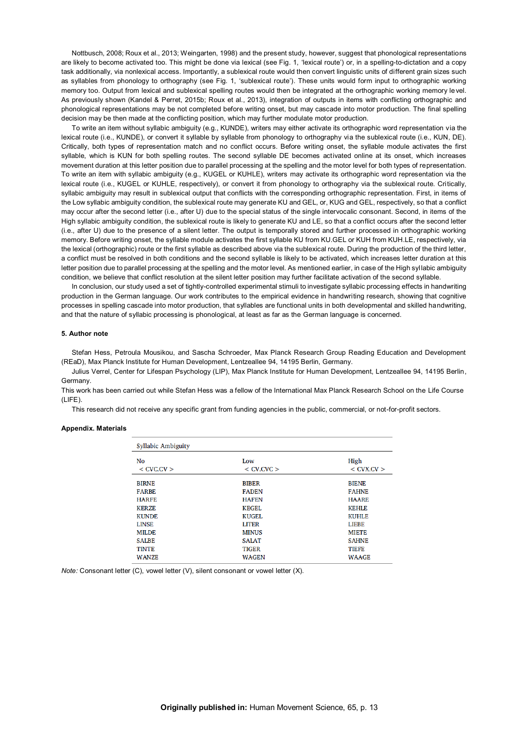Nottbusch, 2008; Roux et al., 2013; Weingarten, 1998) and the present study, however, suggest that phonological representations are likely to become activated too. This might be done via lexical (see Fig. 1, 'lexical route') or, in a spelling-to-dictation and a copy task additionally, via nonlexical access. Importantly, a sublexical route would then convert linguistic units of different grain sizes such as syllables from phonology to orthography (see Fig. 1, 'sublexical route'). These units would form input to orthographic working memory too. Output from lexical and sublexical spelling routes would then be integrated at the orthographic working memory level. As previously shown (Kandel & Perret, 2015b; Roux et al., 2013), integration of outputs in items with conflicting orthographic and phonological representations may be not completed before writing onset, but may cascade into motor production. The final spelling decision may be then made at the conflicting position, which may further modulate motor production.

To write an item without syllabic ambiguity (e.g., KUNDE), writers may either activate its orthographic word representation via the lexical route (i.e., KUNDE), or convert it syllable by syllable from phonology to orthography via the sublexical route (i.e., KUN, DE). Critically, both types of representation match and no conflict occurs. Before writing onset, the syllable module activates the first syllable, which is KUN for both spelling routes. The second syllable DE becomes activated online at its onset, which increases movement duration at this letter position due to parallel processing at the spelling and the motor level for both types of representation. To write an item with syllabic ambiguity (e.g., KUGEL or KUHLE), writers may activate its orthographic word representation via the lexical route (i.e., KUGEL or KUHLE, respectively), or convert it from phonology to orthography via the sublexical route. Critically, syllabic ambiguity may result in sublexical output that conflicts with the corresponding orthographic representation. First, in items of the Low syllabic ambiguity condition, the sublexical route may generate KU and GEL, or, KUG and GEL, respectively, so that a conflict may occur after the second letter (i.e., after U) due to the special status of the single intervocalic consonant. Second, in items of the High syllabic ambiguity condition, the sublexical route is likely to generate KU and LE, so that a conflict occurs after the second letter (i.e., after U) due to the presence of a silent letter. The output is temporally stored and further processed in orthographic working memory. Before writing onset, the syllable module activates the first syllable KU from KU.GEL or KUH from KUH.LE, respectively, via the lexical (orthographic) route or the first syllable as described above via the sublexical route. During the production of the third letter, a conflict must be resolved in both conditions and the second syllable is likely to be activated, which increases letter duration at this letter position due to parallel processing at the spelling and the motor level. As mentioned earlier, in case of the High syllabic ambiguity condition, we believe that conflict resolution at the silent letter position may further facilitate activation of the second syllable.

In conclusion, our study used a set of tightly-controlled experimental stimuli to investigate syllabic processing effects in handwriting production in the German language. Our work contributes to the empirical evidence in handwriting research, showing that cognitive processes in spelling cascade into motor production, that syllables are functional units in both developmental and skilled handwriting, and that the nature of syllabic processing is phonological, at least as far as the German language is concerned.

#### 5. Author note

Stefan Hess, Petroula Mousikou, and Sascha Schroeder, Max Planck Research Group Reading Education and Development (REaD), Max Planck Institute for Human Development, Lentzeallee 94, 14195 Berlin, Germany.

Julius Verrel, Center for Lifespan Psychology (LIP), Max Planck Institute for Human Development, Lentzeallee 94, 14195 Berlin, Germany.

This work has been carried out while Stefan Hess was a fellow of the International Max Planck Research School on the Life Course (LIFE).

This research did not receive any specific grant from funding agencies in the public, commercial, or not-for-profit sectors.

#### Appendix. Materials

| Syllabic Ambiguity | | |
|---|---|---|
| No < CVC.CV > | Low < CV.CVC > | High < CVX.CV > |
| BIRNE | BIBER | BIENE |
| FARBE | FADEN | FAHNE |
| HARFE | HAFEN | HAARE |
| KERZE | KEGEL | KEHLE |
| KUNDE | KUGEL | KUHLE |
| LINSE | LITER | LIEBE |
| MILDE | MINUS | MIETE |
| SALBE | SALAT | SAHNE |
| TINTE | TIGER | TIEFE |
| WANZE | WAGEN | WAAGE |

*Note:* Consonant letter (C), vowel letter (V), silent consonant or vowel letter (X).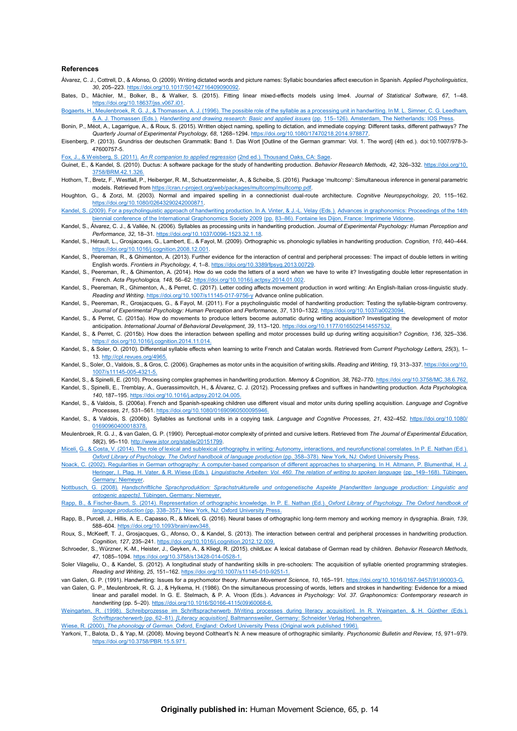## References

Álvarez, C. J., Cottrell, D., & Afonso, O. (2009). Writing dictated words and picture names: Syllabic boundaries affect execution in Spanish. *Applied Psycholinguistics*, *30*, 205–223. https://doi.org/10.1017/S0142716409090092.

Bates, D., Mächler, M., Bolker, B., & Walker, S. (2015). Fitting linear mixed-effects models using lme4. *Journal of Statistical Software, 67*, 1–48. https://doi.org/10.18637/jss.v067.i01.

Bogaerts, H., Meulenbroek, R. G. J., & Thomassen, A. J. (1996). The possible role of the syllable as a processing unit in handwriting. In M. L. Simner, C. G. Leedham, & A. J. Thomassen (Eds.). *Handwriting and drawing research: Basic and applied issues* (pp. 115–126). Amsterdam, The Netherlands: IOS Press.

Bonin, P., Méot, A., Lagarrigue, A., & Roux, S. (2015). Written object naming, spelling to dictation, and immediate copying: Different tasks, different pathways? *The Quarterly Journal of Experimental Psychology, 68*, 1268–1294. https://doi.org/10.1080/17470218.2014.978877.

Eisenberg, P. (2013). Grundriss der deutschen Grammatik: Band 1. Das Wort [Outline of the German grammar: Vol. 1. The word] (4th ed.). doi:10.1007/978-3-47600757-5.

Fox, J., & Weisberg, S. (2011). *An R companion to applied regression* (2nd ed.). Thousand Oaks, CA: Sage.

Guinet, E., & Kandel, S. (2010). Ductus: A software package for the study of handwriting production. *Behavior Research Methods, 42*, 326–332. https://doi.org/10.3758/BRM.42.1.326.

Hothorn, T., Bretz, F., Westfall, P., Heiberger, R. M., Schuetzenmeister, A., & Scheibe, S. (2016). Package 'multcomp': Simultaneous inference in general parametric models. Retrieved from https://cran.r-project.org/web/packages/multcomp/multcomp.pdf.

Houghton, G., & Zorzi, M. (2003). Normal and impaired spelling in a connectionist dual-route architecture. *Cognitive Neuropsychology, 20*, 115–162. https://doi.org/10.1080/02643290242000871.

Kandel, S. (2009). For a psycholinguistic approach of handwriting production. In A. Vinter, & J.-L. Velay (Eds.). Advances in graphonomics: Proceedings of the 14th biennial conference of the International Graphonomics Society 2009 (pp. 83–86). Fontaine les Dijon, France: Imprimerie Vidonne.

Kandel, S., Álvarez, C. J., & Vallée, N. (2006). Syllables as processing units in handwriting production. *Journal of Experimental Psychology: Human Perception and Performance, 32*, 18–31. https://doi.org/10.1037/0096-1523.32.1.18.

Kandel, S., Hérault, L., Grosjacques, G., Lambert, E., & Fayol, M. (2009). Orthographic vs. phonologic syllables in handwriting production. *Cognition, 110*, 440–444. https://doi.org/10.1016/j.cognition.2008.12.001.

Kandel, S., Peereman, R., & Ghimenton, A. (2013). Further evidence for the interaction of central and peripheral processes: The impact of double letters in writing English words. *Frontiers in Psychology, 4*, 1–8. https://doi.org/10.3389/fpsyg.2013.00729.

Kandel, S., Peereman, R., & Ghimenton, A. (2014). How do we code the letters of a word when we have to write it? Investigating double letter representation in French. *Acta Psychologica, 148*, 56–62. https://doi.org/10.1016/j.actpsy.2014.01.002.

Kandel, S., Peereman, R., Ghimenton, A., & Perret, C. (2017). Letter coding affects movement production in word writing: An English-Italian cross-linguistic study. *Reading and Writing*. https://doi.org/10.1007/s11145-017-9756-y Advance online publication.

Kandel, S., Peereman, R., Grosjacques, G., & Fayol, M. (2011). For a psycholinguistic model of handwriting production: Testing the syllable-bigram controversy. *Journal of Experimental Psychology: Human Perception and Performance, 37*, 1310–1322. https://doi.org/10.1037/a0023094.

Kandel, S., & Perret, C. (2015a). How do movements to produce letters become automatic during writing acquisition? Investigating the development of motor anticipation. *International Journal of Behavioral Development, 39*, 113–120. https://doi.org/10.1177/0165025414557532.

Kandel, S., & Perret, C. (2015b). How does the interaction between spelling and motor processes build up during writing acquisition? *Cognition, 136*, 325–336. https:// doi.org/10.1016/j.cognition.2014.11.014.

Kandel, S., & Soler, O. (2010). Differential syllable effects when learning to write French and Catalan words. Retrieved from *Current Psychology Letters, 25*(3), 1–13. http://cpl.revues.org/4965.

Kandel, S., Soler, O., Valdois, S., & Gros, C. (2006). Graphemes as motor units in the acquisition of writing skills. *Reading and Writing, 19*, 313–337. https://doi.org/10.1007/s11145-005-4321-5.

Kandel, S., & Spinelli, E. (2010). Processing complex graphemes in handwriting production. *Memory & Cognition, 38*, 762–770. https://doi.org/10.3758/MC.38.6.762.

Kandel, S., Spinelli, E., Tremblay, A., Guerassimovitch, H., & Álvarez, C. J. (2012). Processing prefixes and suffixes in handwriting production. *Acta Psychologica, 140*, 187–195. https://doi.org/10.1016/j.actpsy.2012.04.005.

Kandel, S., & Valdois, S. (2006a). French and Spanish-speaking children use different visual and motor units during spelling acquisition. *Language and Cognitive Processes, 21*, 531–561. https://doi.org/10.1080/01690960500095946.

Kandel, S., & Valdois, S. (2006b). Syllables as functional units in a copying task. *Language and Cognitive Processes, 21*, 432–452. https://doi.org/10.1080/01690960400018378.

Meulenbroek, R. G. J., & van Galen, G. P. (1990). Perceptual-motor complexity of printed and cursive letters. Retrieved from *The Journal of Experimental Education, 58*(2), 95–110. http://www.jstor.org/stable/20151799.

Miceli, G., & Costa, V. (2014). The role of lexical and sublexical orthography in writing: Autonomy, interactions, and neurofunctional correlates. In P. E. Nathan (Ed.). *Oxford Library of Psychology. The Oxford handbook of language production* (pp. 358–378). New York, NJ: Oxford University Press.

Noack, C. (2002). Regularities in German orthography: A computer-based comparison of different approaches to sharpening. In H. Altmann, P. Blumenthal, H. J. Heringer, I. Plag, H. Vater, & R. Wiese (Eds.). *Linguistische Arbeiten: Vol. 460. The relation of writing to spoken language* (pp. 149–168). Tübingen, Germany: Niemeyer.

Nottbusch, G. (2008). *Handschriftliche Sprachproduktion: Sprachstrukturelle und ontogenetische Aspekte [Handwritten language production: Linguistic and ontogenic aspects]*. Tübingen, Germany: Niemeyer.

Rapp, B., & Fischer-Baum, S. (2014). Representation of orthographic knowledge. In P. E. Nathan (Ed.). *Oxford Library of Psychology. The Oxford handbook of language production* (pp. 338–357). New York, NJ: Oxford University Press.

Rapp, B., Purcell, J., Hillis, A. E., Capasso, R., & Miceli, G. (2016). Neural bases of orthographic long-term memory and working memory in dysgraphia. *Brain, 139*, 588–604. https://doi.org/10.1093/brain/awv348.

Roux, S., McKeeff, T. J., Grosjacques, G., Afonso, O., & Kandel, S. (2013). The interaction between central and peripheral processes in handwriting production. *Cognition, 127*, 235–241. https://doi.org/10.1016/j.cognition.2012.12.009.

Schroeder, S., Würzner, K.-M., Heister, J., Geyken, A., & Kliegl, R. (2015). childLex: A lexical database of German read by children. *Behavior Research Methods, 47*, 1085–1094. https://doi.org/10.3758/s13428-014-0528-1.

Soler Vilageliu, O., & Kandel, S. (2012). A longitudinal study of handwriting skills in pre-schoolers: The acquisition of syllable oriented programming strategies. *Reading and Writing, 25*, 151–162. https://doi.org/10.1007/s11145-010-9251-1.

van Galen, G. P. (1991). Handwriting: Issues for a psychomotor theory. *Human Movement Science, 10*, 165–191. https://doi.org/10.1016/0167-9457(91)90003-G.

van Galen, G. P., Meulenbroek, R. G. J., & Hylkema, H. (1986). On the simultaneous processing of words, letters and strokes in handwriting: Evidence for a mixed linear and parallel model. In G. E. Stelmach, & P. A. Vroon (Eds.). *Advances in Psychology: Vol. 37. Graphonomics: Contemporary research in handwriting* (pp. 5–20). https://doi.org/10.1016/S0166-4115(09)60068-6.

Weingarten, R. (1998). Schreibprozesse im Schriftspracherwerb [Writing processes during literacy acquisition]. In R. Weingarten, & H. Günther (Eds.). *Schriftspracherwerb* (pp. 62–81). *[Literacy acquisition]*. Baltmannsweiler, Germany: Schneider Verlag Hohengehren.

Wiese, R. (2000). *The phonology of German*. Oxford, England: Oxford University Press (Original work published 1996).

Yarkoni, T., Balota, D., & Yap, M. (2008). Moving beyond Coltheart's N: A new measure of orthographic similarity. *Psychonomic Bulletin and Review, 15*, 971–979. https://doi.org/10.3758/PBR.15.5.971.

**Originally published in:** Human Movement Science, 65, p. 14